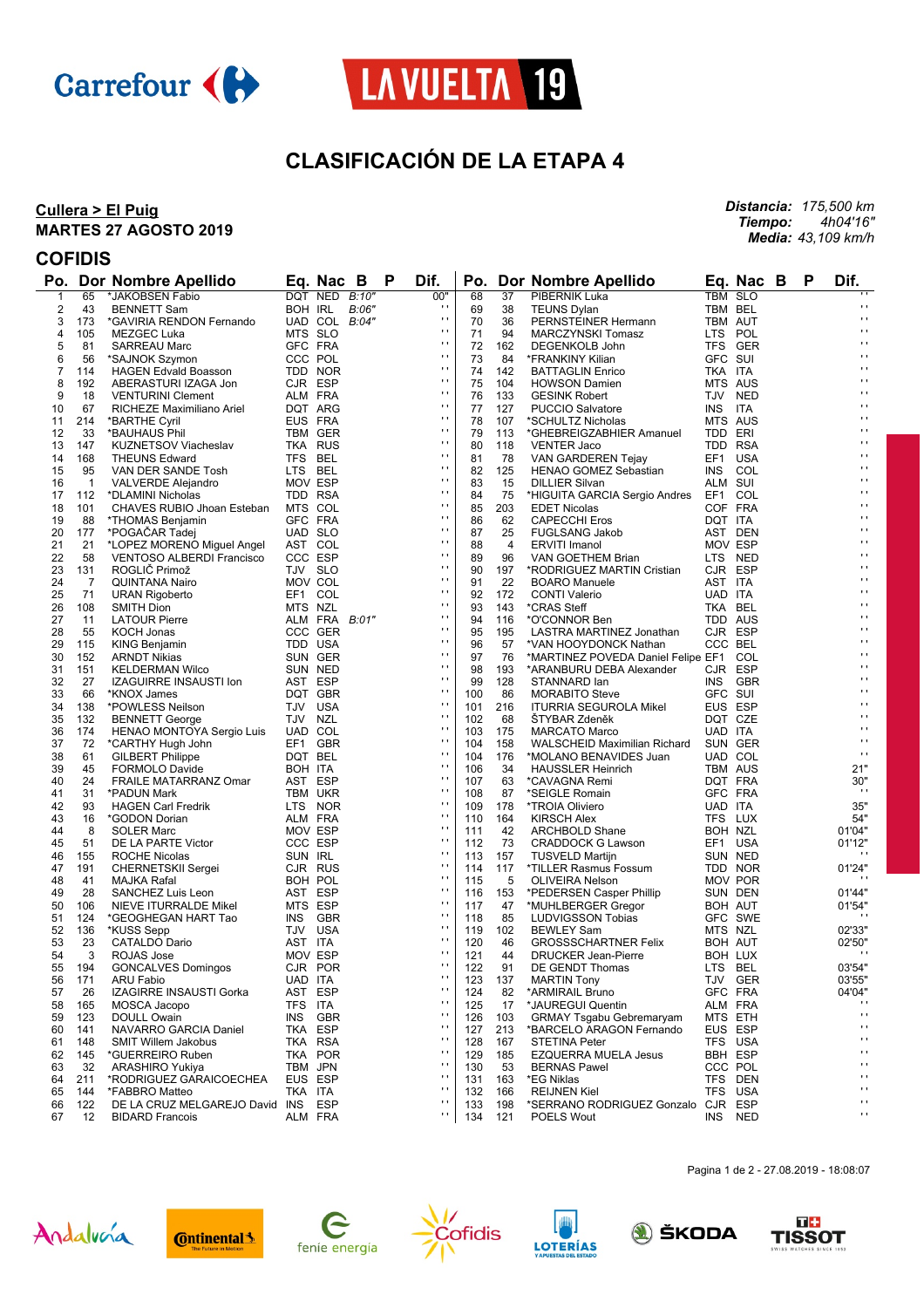# CLASIFICACIÓN DE LA ETAPA 4

**Cullera > El Puig**
**MARTES 27 AGOSTO 2019**

***Distancia:*** *175,500 km*
***Tiempo:*** *4h04'16"*
***Media:*** *43,109 km/h*

## COFIDIS

| Po. | Dor | Nombre Apellido | Eq. | Nac | B | P | Dif. |
|---|---|---|---|---|---|---|---|
| 1 | 65 | *JAKOBSEN Fabio | DQT | NED | B:10" | | 00" |
| 2 | 43 | BENNETT Sam | BOH | IRL | B:06" | | '' |
| 3 | 173 | *GAVIRIA RENDON Fernando | UAD | COL | B:04" | | '' |
| 4 | 105 | MEZGEC Luka | MTS | SLO | | | '' |
| 5 | 81 | SARREAU Marc | GFC | FRA | | | '' |
| 6 | 56 | *SAJNOK Szymon | CCC | POL | | | '' |
| 7 | 114 | HAGEN Edvald Boasson | TDD | NOR | | | '' |
| 8 | 192 | ABERASTURI IZAGA Jon | CJR | ESP | | | '' |
| 9 | 18 | VENTURINI Clement | ALM | FRA | | | '' |
| 10 | 67 | RICHEZE Maximiliano Ariel | DQT | ARG | | | '' |
| 11 | 214 | *BARTHE Cyril | EUS | FRA | | | '' |
| 12 | 33 | *BAUHAUS Phil | TBM | GER | | | '' |
| 13 | 147 | KUZNETSOV Viacheslav | TKA | RUS | | | '' |
| 14 | 168 | THEUNS Edward | TFS | BEL | | | '' |
| 15 | 95 | VAN DER SANDE Tosh | LTS | BEL | | | '' |
| 16 | 1 | VALVERDE Alejandro | MOV | ESP | | | '' |
| 17 | 112 | *DLAMINI Nicholas | TDD | RSA | | | '' |
| 18 | 101 | CHAVES RUBIO Jhoan Esteban | MTS | COL | | | '' |
| 19 | 88 | *THOMAS Benjamin | GFC | FRA | | | '' |
| 20 | 177 | *POGAČAR Tadej | UAD | SLO | | | '' |
| 21 | 21 | *LOPEZ MORENO Miguel Angel | AST | COL | | | '' |
| 22 | 58 | VENTOSO ALBERDI Francisco | CCC | ESP | | | '' |
| 23 | 131 | ROGLIČ Primož | TJV | SLO | | | '' |
| 24 | 7 | QUINTANA Nairo | MOV | COL | | | '' |
| 25 | 71 | URAN Rigoberto | EF1 | COL | | | '' |
| 26 | 108 | SMITH Dion | MTS | NZL | | | '' |
| 27 | 11 | LATOUR Pierre | ALM | FRA | B:01" | | '' |
| 28 | 55 | KOCH Jonas | CCC | GER | | | '' |
| 29 | 115 | KING Benjamin | TDD | USA | | | '' |
| 30 | 152 | ARNDT Nikias | SUN | GER | | | '' |
| 31 | 151 | KELDERMAN Wilco | SUN | NED | | | '' |
| 32 | 27 | IZAGUIRRE INSAUSTI Ion | AST | ESP | | | '' |
| 33 | 66 | *KNOX James | DQT | GBR | | | '' |
| 34 | 138 | *POWLESS Neilson | TJV | USA | | | '' |
| 35 | 132 | BENNETT George | TJV | NZL | | | '' |
| 36 | 174 | HENAO MONTOYA Sergio Luis | UAD | COL | | | '' |
| 37 | 72 | *CARTHY Hugh John | EF1 | GBR | | | '' |
| 38 | 61 | GILBERT Philippe | DQT | BEL | | | '' |
| 39 | 45 | FORMOLO Davide | BOH | ITA | | | '' |
| 40 | 24 | FRAILE MATARRANZ Omar | AST | ESP | | | '' |
| 41 | 31 | *PADUN Mark | TBM | UKR | | | '' |
| 42 | 93 | HAGEN Carl Fredrik | LTS | NOR | | | '' |
| 43 | 16 | *GODON Dorian | ALM | FRA | | | '' |
| 44 | 8 | SOLER Marc | MOV | ESP | | | '' |
| 45 | 51 | DE LA PARTE Victor | CCC | ESP | | | '' |
| 46 | 155 | ROCHE Nicolas | SUN | IRL | | | '' |
| 47 | 191 | CHERNETSKII Sergei | CJR | RUS | | | '' |
| 48 | 41 | MAJKA Rafal | BOH | POL | | | '' |
| 49 | 28 | SANCHEZ Luis Leon | AST | ESP | | | '' |
| 50 | 106 | NIEVE ITURRALDE Mikel | MTS | ESP | | | '' |
| 51 | 124 | *GEOGHEGAN HART Tao | INS | GBR | | | '' |
| 52 | 136 | *KUSS Sepp | TJV | USA | | | '' |
| 53 | 23 | CATALDO Dario | AST | ITA | | | '' |
| 54 | 3 | ROJAS Jose | MOV | ESP | | | '' |
| 55 | 194 | GONCALVES Domingos | CJR | POR | | | '' |
| 56 | 171 | ARU Fabio | UAD | ITA | | | '' |
| 57 | 26 | IZAGIRRE INSAUSTI Gorka | AST | ESP | | | '' |
| 58 | 165 | MOSCA Jacopo | TFS | ITA | | | '' |
| 59 | 123 | DOULL Owain | INS | GBR | | | '' |
| 60 | 141 | NAVARRO GARCIA Daniel | TKA | ESP | | | '' |
| 61 | 148 | SMIT Willem Jakobus | TKA | RSA | | | '' |
| 62 | 145 | *GUERREIRO Ruben | TKA | POR | | | '' |
| 63 | 32 | ARASHIRO Yukiya | TBM | JPN | | | '' |
| 64 | 211 | *RODRIGUEZ GARAICOECHEA | EUS | ESP | | | '' |
| 65 | 144 | *FABBRO Matteo | TKA | ITA | | | '' |
| 66 | 122 | DE LA CRUZ MELGAREJO David | INS | ESP | | | '' |
| 67 | 12 | BIDARD Francois | ALM | FRA | | | '' |
| 68 | 37 | PIBERNIK Luka | TBM | SLO | | | '' |
| 69 | 38 | TEUNS Dylan | TBM | BEL | | | '' |
| 70 | 36 | PERNSTEINER Hermann | TBM | AUT | | | '' |
| 71 | 94 | MARCZYNSKI Tomasz | LTS | POL | | | '' |
| 72 | 162 | DEGENKOLB John | TFS | GER | | | '' |
| 73 | 84 | *FRANKINY Kilian | GFC | SUI | | | '' |
| 74 | 142 | BATTAGLIN Enrico | TKA | ITA | | | '' |
| 75 | 104 | HOWSON Damien | MTS | AUS | | | '' |
| 76 | 133 | GESINK Robert | TJV | NED | | | '' |
| 77 | 127 | PUCCIO Salvatore | INS | ITA | | | '' |
| 78 | 107 | *SCHULTZ Nicholas | MTS | AUS | | | '' |
| 79 | 113 | *GHEBREIGZABHIER Amanuel | TDD | ERI | | | '' |
| 80 | 118 | VENTER Jaco | TDD | RSA | | | '' |
| 81 | 78 | VAN GARDEREN Tejay | EF1 | USA | | | '' |
| 82 | 125 | HENAO GOMEZ Sebastian | INS | COL | | | '' |
| 83 | 15 | DILLIER Silvan | ALM | SUI | | | '' |
| 84 | 75 | *HIGUITA GARCIA Sergio Andres | EF1 | COL | | | '' |
| 85 | 203 | EDET Nicolas | COF | FRA | | | '' |
| 86 | 62 | CAPECCHI Eros | DQT | ITA | | | '' |
| 87 | 25 | FUGLSANG Jakob | AST | DEN | | | '' |
| 88 | 4 | ERVITI Imanol | MOV | ESP | | | '' |
| 89 | 96 | VAN GOETHEM Brian | LTS | NED | | | '' |
| 90 | 197 | *RODRIGUEZ MARTIN Cristian | CJR | ESP | | | '' |
| 91 | 22 | BOARO Manuele | AST | ITA | | | '' |
| 92 | 172 | CONTI Valerio | UAD | ITA | | | '' |
| 93 | 143 | *CRAS Steff | TKA | BEL | | | '' |
| 94 | 116 | *O'CONNOR Ben | TDD | AUS | | | '' |
| 95 | 195 | LASTRA MARTINEZ Jonathan | CJR | ESP | | | '' |
| 96 | 57 | *VAN HOOYDONCK Nathan | CCC | BEL | | | '' |
| 97 | 76 | *MARTINEZ POVEDA Daniel Felipe | EF1 | COL | | | '' |
| 98 | 193 | *ARANBURU DEBA Alexander | CJR | ESP | | | '' |
| 99 | 128 | STANNARD Ian | INS | GBR | | | '' |
| 100 | 86 | MORABITO Steve | GFC | SUI | | | '' |
| 101 | 216 | ITURRIA SEGUROLA Mikel | EUS | ESP | | | '' |
| 102 | 68 | ŠTYBAR Zdeněk | DQT | CZE | | | '' |
| 103 | 175 | MARCATO Marco | UAD | ITA | | | '' |
| 104 | 158 | WALSCHEID Maximilian Richard | SUN | GER | | | '' |
| 104 | 176 | *MOLANO BENAVIDES Juan | UAD | COL | | | '' |
| 106 | 34 | HAUSSLER Heinrich | TBM | AUS | | | 21" |
| 107 | 63 | *CAVAGNA Remi | DQT | FRA | | | 30" |
| 108 | 87 | *SEIGLE Romain | GFC | FRA | | | '' |
| 109 | 178 | *TROIA Oliviero | UAD | ITA | | | 35" |
| 110 | 164 | KIRSCH Alex | TFS | LUX | | | 54" |
| 111 | 42 | ARCHBOLD Shane | BOH | NZL | | | 01'04" |
| 112 | 73 | CRADDOCK G Lawson | EF1 | USA | | | 01'12" |
| 113 | 157 | TUSVELD Martijn | SUN | NED | | | '' |
| 114 | 117 | *TILLER Rasmus Fossum | TDD | NOR | | | 01'24" |
| 115 | 5 | OLIVEIRA Nelson | MOV | POR | | | '' |
| 116 | 153 | *PEDERSEN Casper Phillip | SUN | DEN | | | 01'44" |
| 117 | 47 | *MUHLBERGER Gregor | BOH | AUT | | | 01'54" |
| 118 | 85 | LUDVIGSSON Tobias | GFC | SWE | | | '' |
| 119 | 102 | BEWLEY Sam | MTS | NZL | | | 02'33" |
| 120 | 46 | GROSSSCHARTNER Felix | BOH | AUT | | | 02'50" |
| 121 | 44 | DRUCKER Jean-Pierre | BOH | LUX | | | '' |
| 122 | 91 | DE GENDT Thomas | LTS | BEL | | | 03'54" |
| 123 | 137 | MARTIN Tony | TJV | GER | | | 03'55" |
| 124 | 82 | *ARMIRAIL Bruno | GFC | FRA | | | 04'04" |
| 125 | 17 | *JAUREGUI Quentin | ALM | FRA | | | '' |
| 126 | 103 | GRMAY Tsgabu Gebremaryam | MTS | ETH | | | '' |
| 127 | 213 | *BARCELO ARAGON Fernando | EUS | ESP | | | '' |
| 128 | 167 | STETINA Peter | TFS | USA | | | '' |
| 129 | 185 | EZQUERRA MUELA Jesus | BBH | ESP | | | '' |
| 130 | 53 | BERNAS Pawel | CCC | POL | | | '' |
| 131 | 163 | *EG Niklas | TFS | DEN | | | '' |
| 132 | 166 | REIJNEN Kiel | TFS | USA | | | '' |
| 133 | 198 | *SERRANO RODRIGUEZ Gonzalo | CJR | ESP | | | '' |
| 134 | 121 | POELS Wout | INS | NED | | | '' |

Pagina 1 de 2 - 27.08.2019 - 18:08:07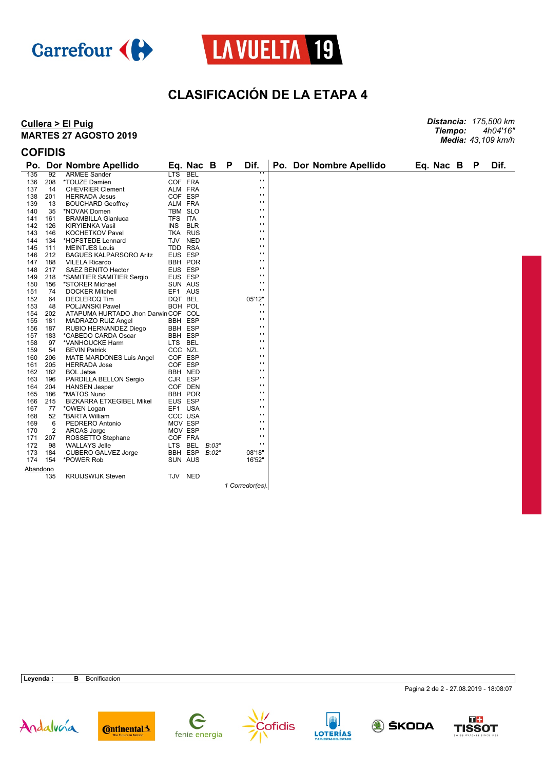# CLASIFICACIÓN DE LA ETAPA 4

**Cullera > El Puig**
**MARTES 27 AGOSTO 2019**

***Distancia:*** *175,500 km*
***Tiempo:*** *4h04'16"*
***Media:*** *43,109 km/h*

## COFIDIS

| Po. | Dor | Nombre Apellido | Eq. | Nac | B | P | Dif. |
|---|---|---|---|---|---|---|---|
| 135 | 92 | ARMEE Sander | LTS | BEL | | | ' ' |
| 136 | 208 | *TOUZE Damien | COF | FRA | | | ' ' |
| 137 | 14 | CHEVRIER Clement | ALM | FRA | | | ' ' |
| 138 | 201 | HERRADA Jesus | COF | ESP | | | ' ' |
| 139 | 13 | BOUCHARD Geoffrey | ALM | FRA | | | ' ' |
| 140 | 35 | *NOVAK Domen | TBM | SLO | | | ' ' |
| 141 | 161 | BRAMBILLA Gianluca | TFS | ITA | | | ' ' |
| 142 | 126 | KIRYIENKA Vasil | INS | BLR | | | ' ' |
| 143 | 146 | KOCHETKOV Pavel | TKA | RUS | | | ' ' |
| 144 | 134 | *HOFSTEDE Lennard | TJV | NED | | | ' ' |
| 145 | 111 | MEINTJES Louis | TDD | RSA | | | ' ' |
| 146 | 212 | BAGUES KALPARSORO Aritz | EUS | ESP | | | ' ' |
| 147 | 188 | VILELA Ricardo | BBH | POR | | | ' ' |
| 148 | 217 | SAEZ BENITO Hector | EUS | ESP | | | ' ' |
| 149 | 218 | *SAMITIER SAMITIER Sergio | EUS | ESP | | | ' ' |
| 150 | 156 | *STORER Michael | SUN | AUS | | | ' ' |
| 151 | 74 | DOCKER Mitchell | EF1 | AUS | | | ' ' |
| 152 | 64 | DECLERCQ Tim | DQT | BEL | | | 05'12" |
| 153 | 48 | POLJANSKI Pawel | BOH | POL | | | ' ' |
| 154 | 202 | ATAPUMA HURTADO Jhon Darwin | COF | COL | | | ' ' |
| 155 | 181 | MADRAZO RUIZ Angel | BBH | ESP | | | ' ' |
| 156 | 187 | RUBIO HERNANDEZ Diego | BBH | ESP | | | ' ' |
| 157 | 183 | *CABEDO CARDA Oscar | BBH | ESP | | | ' ' |
| 158 | 97 | *VANHOUCKE Harm | LTS | BEL | | | ' ' |
| 159 | 54 | BEVIN Patrick | CCC | NZL | | | ' ' |
| 160 | 206 | MATE MARDONES Luis Angel | COF | ESP | | | ' ' |
| 161 | 205 | HERRADA Jose | COF | ESP | | | ' ' |
| 162 | 182 | BOL Jetse | BBH | NED | | | ' ' |
| 163 | 196 | PARDILLA BELLON Sergio | CJR | ESP | | | ' ' |
| 164 | 204 | HANSEN Jesper | COF | DEN | | | ' ' |
| 165 | 186 | *MATOS Nuno | BBH | POR | | | ' ' |
| 166 | 215 | BIZKARRA ETXEGIBEL Mikel | EUS | ESP | | | ' ' |
| 167 | 77 | *OWEN Logan | EF1 | USA | | | ' ' |
| 168 | 52 | *BARTA William | CCC | USA | | | ' ' |
| 169 | 6 | PEDRERO Antonio | MOV | ESP | | | ' ' |
| 170 | 2 | ARCAS Jorge | MOV | ESP | | | ' ' |
| 171 | 207 | ROSSETTO Stephane | COF | FRA | | | ' ' |
| 172 | 98 | WALLAYS Jelle | LTS | BEL | *B:03"* | | ' ' |
| 173 | 184 | CUBERO GALVEZ Jorge | BBH | ESP | *B:02"* | | 08'18" |
| 174 | 154 | *POWER Rob | SUN | AUS | | | 16'52" |

Abandono

| Dor | Nombre Apellido | Eq. | Nac |
|---|---|---|---|
| 135 | KRUIJSWIJK Steven | TJV | NED |

*1 Corredor(es).*

**Leyenda :** **B** Bonificacion